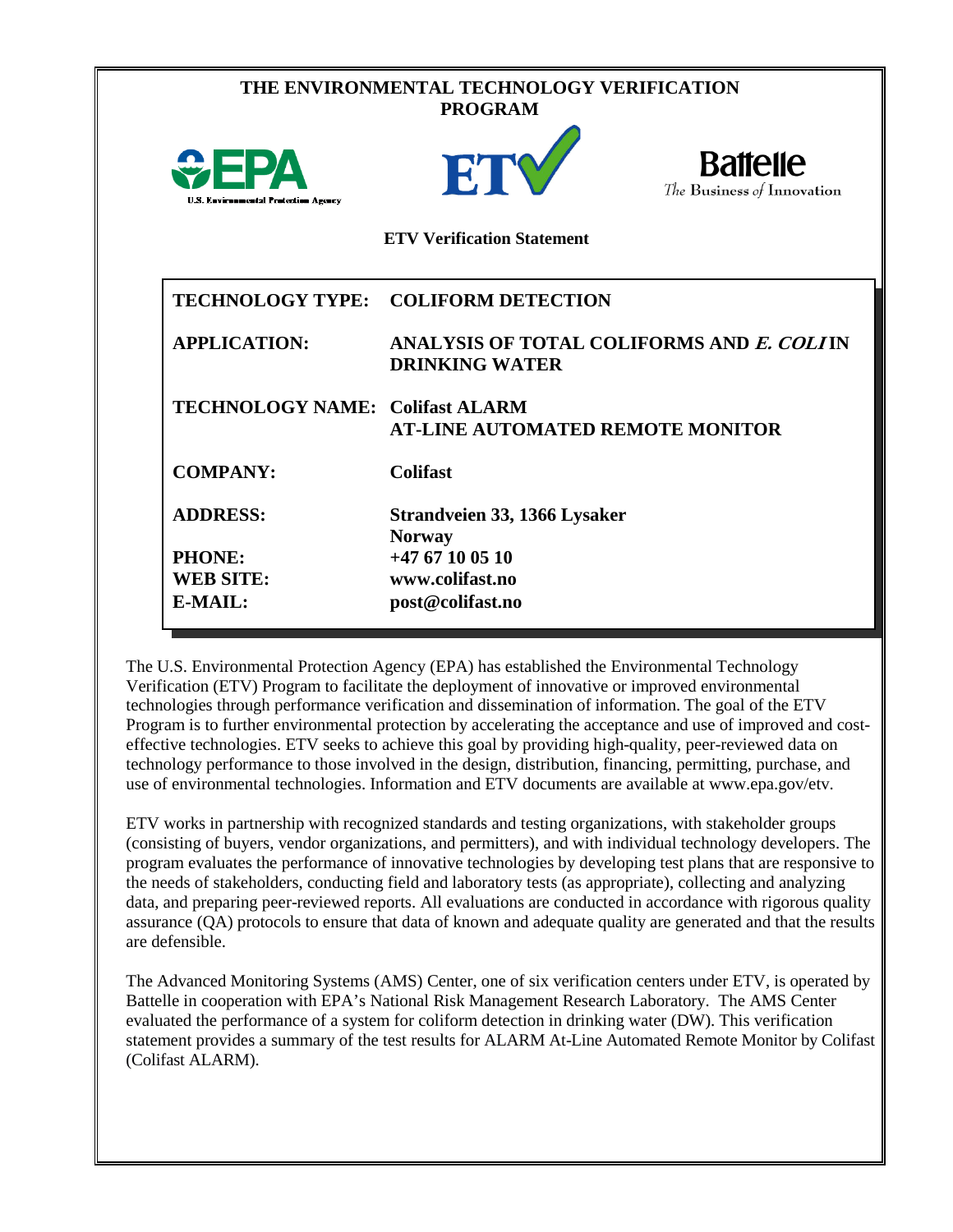# THE ENVIRONMENTAL TECHNOLOGY VERIFICATION PROGRAM

U.S. Environmental Protection Agency

Battelle
The Business of Innovation

## ETV Verification Statement

| | |
|---|---|
| **TECHNOLOGY TYPE:** | **COLIFORM DETECTION** |
| **APPLICATION:** | **ANALYSIS OF TOTAL COLIFORMS AND *E. COLI* IN DRINKING WATER** |
| **TECHNOLOGY NAME:** | **Colifast ALARM AT-LINE AUTOMATED REMOTE MONITOR** |
| **COMPANY:** | **Colifast** |
| **ADDRESS:** | **Strandveien 33, 1366 Lysaker Norway** |
| **PHONE:** | **+47 67 10 05 10** |
| **WEB SITE:** | **www.colifast.no** |
| **E-MAIL:** | **post@colifast.no** |

The U.S. Environmental Protection Agency (EPA) has established the Environmental Technology Verification (ETV) Program to facilitate the deployment of innovative or improved environmental technologies through performance verification and dissemination of information. The goal of the ETV Program is to further environmental protection by accelerating the acceptance and use of improved and cost-effective technologies. ETV seeks to achieve this goal by providing high-quality, peer-reviewed data on technology performance to those involved in the design, distribution, financing, permitting, purchase, and use of environmental technologies. Information and ETV documents are available at www.epa.gov/etv.

ETV works in partnership with recognized standards and testing organizations, with stakeholder groups (consisting of buyers, vendor organizations, and permitters), and with individual technology developers. The program evaluates the performance of innovative technologies by developing test plans that are responsive to the needs of stakeholders, conducting field and laboratory tests (as appropriate), collecting and analyzing data, and preparing peer-reviewed reports. All evaluations are conducted in accordance with rigorous quality assurance (QA) protocols to ensure that data of known and adequate quality are generated and that the results are defensible.

The Advanced Monitoring Systems (AMS) Center, one of six verification centers under ETV, is operated by Battelle in cooperation with EPA's National Risk Management Research Laboratory. The AMS Center evaluated the performance of a system for coliform detection in drinking water (DW). This verification statement provides a summary of the test results for ALARM At-Line Automated Remote Monitor by Colifast (Colifast ALARM).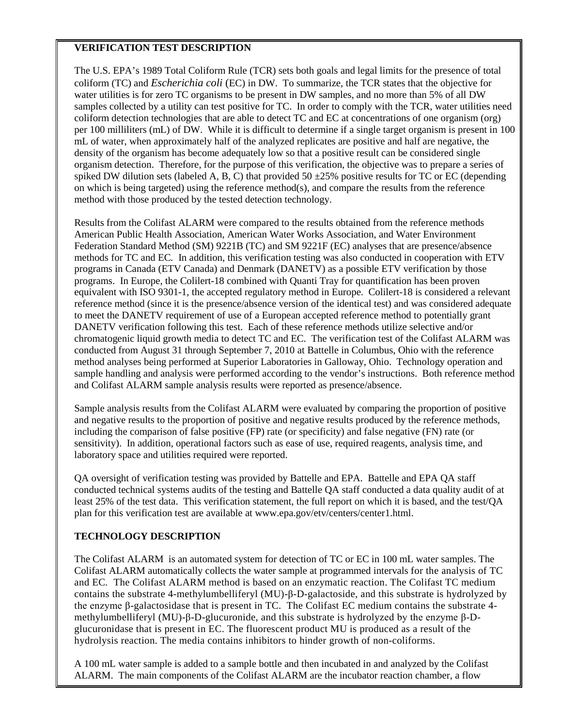## VERIFICATION TEST DESCRIPTION

The U.S. EPA's 1989 Total Coliform Rule (TCR) sets both goals and legal limits for the presence of total coliform (TC) and *Escherichia coli* (EC) in DW. To summarize, the TCR states that the objective for water utilities is for zero TC organisms to be present in DW samples, and no more than 5% of all DW samples collected by a utility can test positive for TC. In order to comply with the TCR, water utilities need coliform detection technologies that are able to detect TC and EC at concentrations of one organism (org) per 100 milliliters (mL) of DW. While it is difficult to determine if a single target organism is present in 100 mL of water, when approximately half of the analyzed replicates are positive and half are negative, the density of the organism has become adequately low so that a positive result can be considered single organism detection. Therefore, for the purpose of this verification, the objective was to prepare a series of spiked DW dilution sets (labeled A, B, C) that provided 50 ±25% positive results for TC or EC (depending on which is being targeted) using the reference method(s), and compare the results from the reference method with those produced by the tested detection technology.

Results from the Colifast ALARM were compared to the results obtained from the reference methods American Public Health Association, American Water Works Association, and Water Environment Federation Standard Method (SM) 9221B (TC) and SM 9221F (EC) analyses that are presence/absence methods for TC and EC. In addition, this verification testing was also conducted in cooperation with ETV programs in Canada (ETV Canada) and Denmark (DANETV) as a possible ETV verification by those programs. In Europe, the Colilert-18 combined with Quanti Tray for quantification has been proven equivalent with ISO 9301-1, the accepted regulatory method in Europe. Colilert-18 is considered a relevant reference method (since it is the presence/absence version of the identical test) and was considered adequate to meet the DANETV requirement of use of a European accepted reference method to potentially grant DANETV verification following this test. Each of these reference methods utilize selective and/or chromatogenic liquid growth media to detect TC and EC. The verification test of the Colifast ALARM was conducted from August 31 through September 7, 2010 at Battelle in Columbus, Ohio with the reference method analyses being performed at Superior Laboratories in Galloway, Ohio. Technology operation and sample handling and analysis were performed according to the vendor's instructions. Both reference method and Colifast ALARM sample analysis results were reported as presence/absence.

Sample analysis results from the Colifast ALARM were evaluated by comparing the proportion of positive and negative results to the proportion of positive and negative results produced by the reference methods, including the comparison of false positive (FP) rate (or specificity) and false negative (FN) rate (or sensitivity). In addition, operational factors such as ease of use, required reagents, analysis time, and laboratory space and utilities required were reported.

QA oversight of verification testing was provided by Battelle and EPA. Battelle and EPA QA staff conducted technical systems audits of the testing and Battelle QA staff conducted a data quality audit of at least 25% of the test data. This verification statement, the full report on which it is based, and the test/QA plan for this verification test are available at www.epa.gov/etv/centers/center1.html.

## TECHNOLOGY DESCRIPTION

The Colifast ALARM is an automated system for detection of TC or EC in 100 mL water samples. The Colifast ALARM automatically collects the water sample at programmed intervals for the analysis of TC and EC. The Colifast ALARM method is based on an enzymatic reaction. The Colifast TC medium contains the substrate 4-methylumbelliferyl (MU)-β-D-galactoside, and this substrate is hydrolyzed by the enzyme β-galactosidase that is present in TC. The Colifast EC medium contains the substrate 4-methylumbelliferyl (MU)-β-D-glucuronide, and this substrate is hydrolyzed by the enzyme β-D-glucuronidase that is present in EC. The fluorescent product MU is produced as a result of the hydrolysis reaction. The media contains inhibitors to hinder growth of non-coliforms.

A 100 mL water sample is added to a sample bottle and then incubated in and analyzed by the Colifast ALARM. The main components of the Colifast ALARM are the incubator reaction chamber, a flow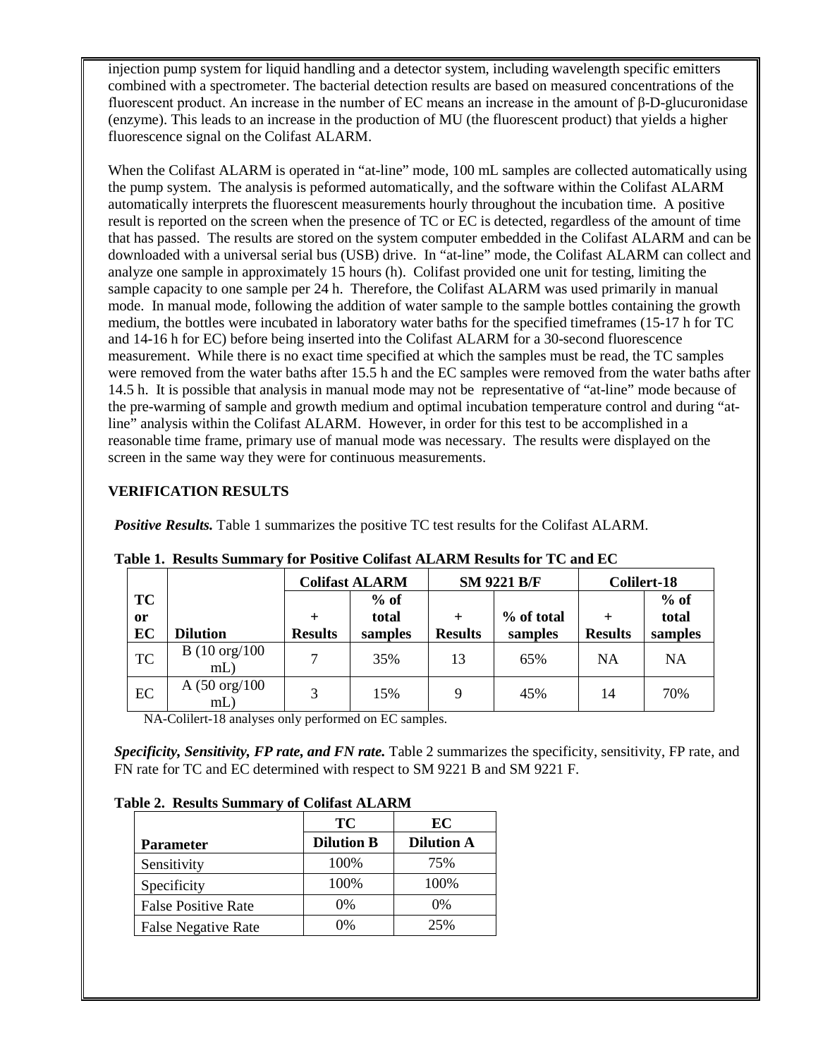injection pump system for liquid handling and a detector system, including wavelength specific emitters combined with a spectrometer. The bacterial detection results are based on measured concentrations of the fluorescent product. An increase in the number of EC means an increase in the amount of β-D-glucuronidase (enzyme). This leads to an increase in the production of MU (the fluorescent product) that yields a higher fluorescence signal on the Colifast ALARM.

When the Colifast ALARM is operated in "at-line" mode, 100 mL samples are collected automatically using the pump system. The analysis is peformed automatically, and the software within the Colifast ALARM automatically interprets the fluorescent measurements hourly throughout the incubation time. A positive result is reported on the screen when the presence of TC or EC is detected, regardless of the amount of time that has passed. The results are stored on the system computer embedded in the Colifast ALARM and can be downloaded with a universal serial bus (USB) drive. In "at-line" mode, the Colifast ALARM can collect and analyze one sample in approximately 15 hours (h). Colifast provided one unit for testing, limiting the sample capacity to one sample per 24 h. Therefore, the Colifast ALARM was used primarily in manual mode. In manual mode, following the addition of water sample to the sample bottles containing the growth medium, the bottles were incubated in laboratory water baths for the specified timeframes (15-17 h for TC and 14-16 h for EC) before being inserted into the Colifast ALARM for a 30-second fluorescence measurement. While there is no exact time specified at which the samples must be read, the TC samples were removed from the water baths after 15.5 h and the EC samples were removed from the water baths after 14.5 h. It is possible that analysis in manual mode may not be representative of "at-line" mode because of the pre-warming of sample and growth medium and optimal incubation temperature control and during "at-line" analysis within the Colifast ALARM. However, in order for this test to be accomplished in a reasonable time frame, primary use of manual mode was necessary. The results were displayed on the screen in the same way they were for continuous measurements.

## VERIFICATION RESULTS

***Positive Results.*** Table 1 summarizes the positive TC test results for the Colifast ALARM.

**Table 1. Results Summary for Positive Colifast ALARM Results for TC and EC**

| | | Colifast ALARM | | SM 9221 B/F | | Colilert-18 | |
|---|---|---|---|---|---|---|---|
| TC or EC | Dilution | + Results | % of total samples | + Results | % of total samples | + Results | % of total samples |
| TC | B (10 org/100 mL) | 7 | 35% | 13 | 65% | NA | NA |
| EC | A (50 org/100 mL) | 3 | 15% | 9 | 45% | 14 | 70% |

NA-Colilert-18 analyses only performed on EC samples.

***Specificity, Sensitivity, FP rate, and FN rate.*** Table 2 summarizes the specificity, sensitivity, FP rate, and FN rate for TC and EC determined with respect to SM 9221 B and SM 9221 F.

**Table 2. Results Summary of Colifast ALARM**

| | TC | EC |
|---|---|---|
| **Parameter** | **Dilution B** | **Dilution A** |
| Sensitivity | 100% | 75% |
| Specificity | 100% | 100% |
| False Positive Rate | 0% | 0% |
| False Negative Rate | 0% | 25% |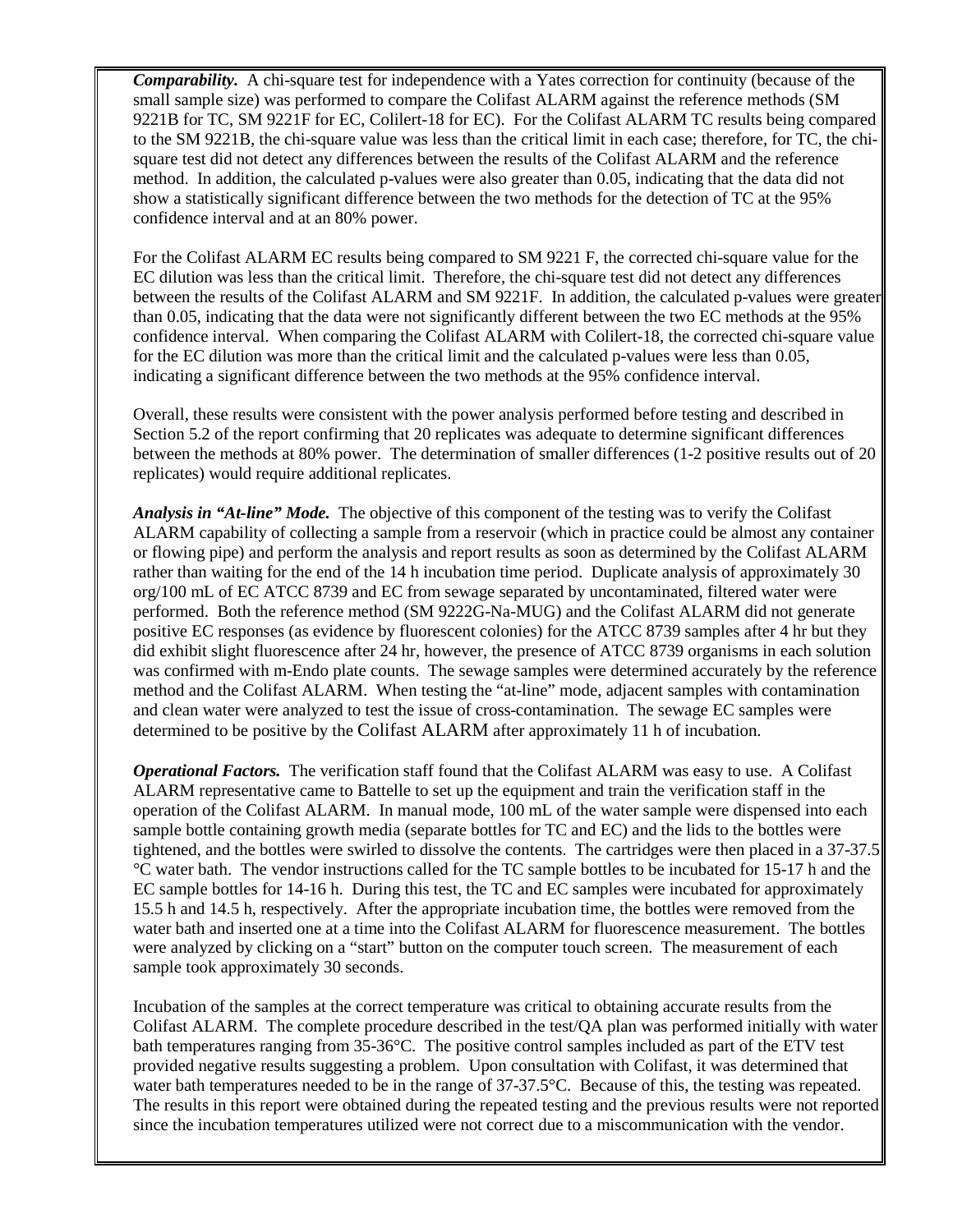***Comparability.*** A chi-square test for independence with a Yates correction for continuity (because of the small sample size) was performed to compare the Colifast ALARM against the reference methods (SM 9221B for TC, SM 9221F for EC, Colilert-18 for EC). For the Colifast ALARM TC results being compared to the SM 9221B, the chi-square value was less than the critical limit in each case; therefore, for TC, the chi-square test did not detect any differences between the results of the Colifast ALARM and the reference method. In addition, the calculated p-values were also greater than 0.05, indicating that the data did not show a statistically significant difference between the two methods for the detection of TC at the 95% confidence interval and at an 80% power.

For the Colifast ALARM EC results being compared to SM 9221 F, the corrected chi-square value for the EC dilution was less than the critical limit. Therefore, the chi-square test did not detect any differences between the results of the Colifast ALARM and SM 9221F. In addition, the calculated p-values were greater than 0.05, indicating that the data were not significantly different between the two EC methods at the 95% confidence interval. When comparing the Colifast ALARM with Colilert-18, the corrected chi-square value for the EC dilution was more than the critical limit and the calculated p-values were less than 0.05, indicating a significant difference between the two methods at the 95% confidence interval.

Overall, these results were consistent with the power analysis performed before testing and described in Section 5.2 of the report confirming that 20 replicates was adequate to determine significant differences between the methods at 80% power. The determination of smaller differences (1-2 positive results out of 20 replicates) would require additional replicates.

***Analysis in "At-line" Mode.*** The objective of this component of the testing was to verify the Colifast ALARM capability of collecting a sample from a reservoir (which in practice could be almost any container or flowing pipe) and perform the analysis and report results as soon as determined by the Colifast ALARM rather than waiting for the end of the 14 h incubation time period. Duplicate analysis of approximately 30 org/100 mL of EC ATCC 8739 and EC from sewage separated by uncontaminated, filtered water were performed. Both the reference method (SM 9222G-Na-MUG) and the Colifast ALARM did not generate positive EC responses (as evidence by fluorescent colonies) for the ATCC 8739 samples after 4 hr but they did exhibit slight fluorescence after 24 hr, however, the presence of ATCC 8739 organisms in each solution was confirmed with m-Endo plate counts. The sewage samples were determined accurately by the reference method and the Colifast ALARM. When testing the "at-line" mode, adjacent samples with contamination and clean water were analyzed to test the issue of cross-contamination. The sewage EC samples were determined to be positive by the Colifast ALARM after approximately 11 h of incubation.

***Operational Factors.*** The verification staff found that the Colifast ALARM was easy to use. A Colifast ALARM representative came to Battelle to set up the equipment and train the verification staff in the operation of the Colifast ALARM. In manual mode, 100 mL of the water sample were dispensed into each sample bottle containing growth media (separate bottles for TC and EC) and the lids to the bottles were tightened, and the bottles were swirled to dissolve the contents. The cartridges were then placed in a 37-37.5 °C water bath. The vendor instructions called for the TC sample bottles to be incubated for 15-17 h and the EC sample bottles for 14-16 h. During this test, the TC and EC samples were incubated for approximately 15.5 h and 14.5 h, respectively. After the appropriate incubation time, the bottles were removed from the water bath and inserted one at a time into the Colifast ALARM for fluorescence measurement. The bottles were analyzed by clicking on a "start" button on the computer touch screen. The measurement of each sample took approximately 30 seconds.

Incubation of the samples at the correct temperature was critical to obtaining accurate results from the Colifast ALARM. The complete procedure described in the test/QA plan was performed initially with water bath temperatures ranging from 35-36°C. The positive control samples included as part of the ETV test provided negative results suggesting a problem. Upon consultation with Colifast, it was determined that water bath temperatures needed to be in the range of 37-37.5°C. Because of this, the testing was repeated. The results in this report were obtained during the repeated testing and the previous results were not reported since the incubation temperatures utilized were not correct due to a miscommunication with the vendor.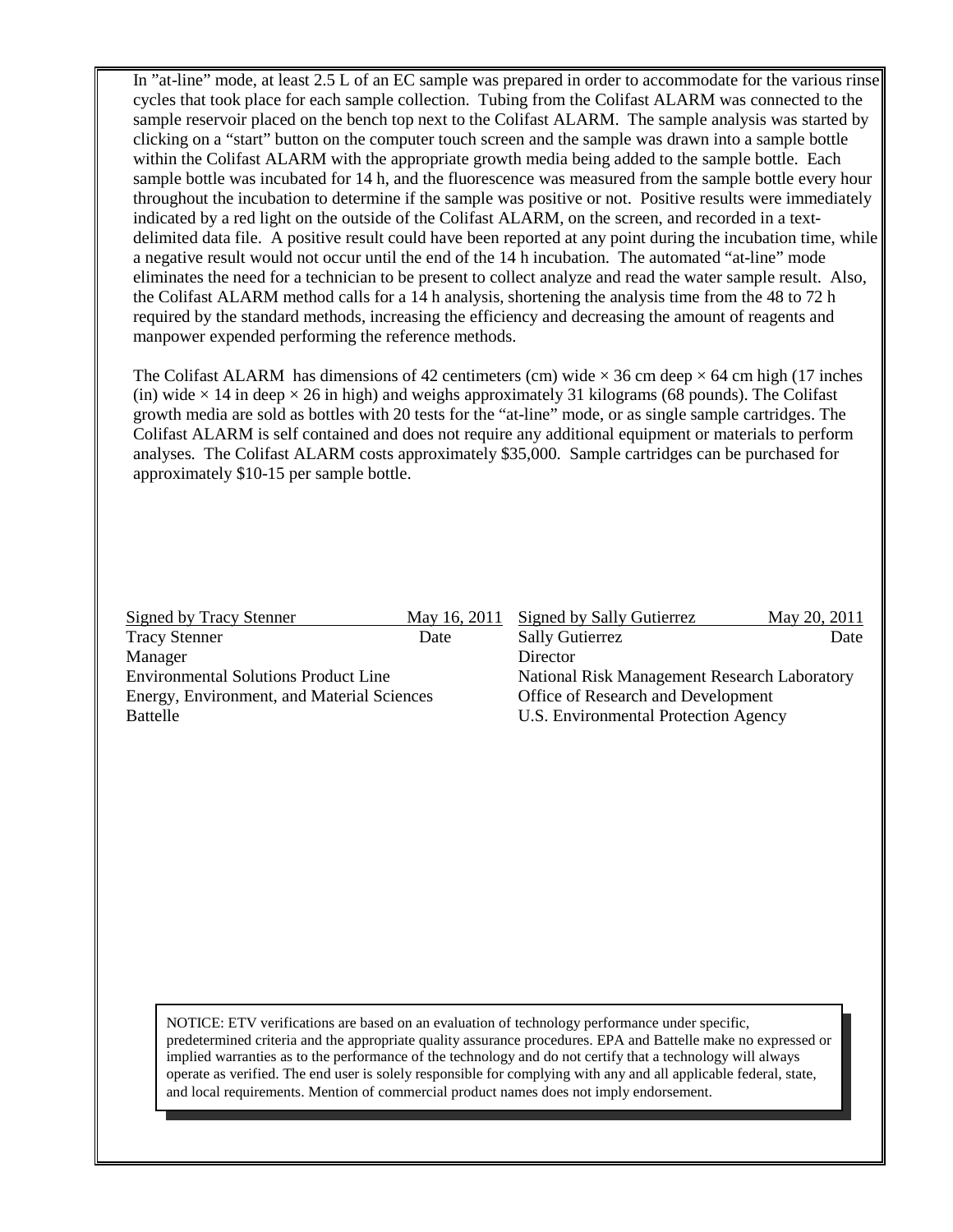In ”at-line” mode, at least 2.5 L of an EC sample was prepared in order to accommodate for the various rinse cycles that took place for each sample collection. Tubing from the Colifast ALARM was connected to the sample reservoir placed on the bench top next to the Colifast ALARM. The sample analysis was started by clicking on a “start” button on the computer touch screen and the sample was drawn into a sample bottle within the Colifast ALARM with the appropriate growth media being added to the sample bottle. Each sample bottle was incubated for 14 h, and the fluorescence was measured from the sample bottle every hour throughout the incubation to determine if the sample was positive or not. Positive results were immediately indicated by a red light on the outside of the Colifast ALARM, on the screen, and recorded in a text-delimited data file. A positive result could have been reported at any point during the incubation time, while a negative result would not occur until the end of the 14 h incubation. The automated “at-line” mode eliminates the need for a technician to be present to collect analyze and read the water sample result. Also, the Colifast ALARM method calls for a 14 h analysis, shortening the analysis time from the 48 to 72 h required by the standard methods, increasing the efficiency and decreasing the amount of reagents and manpower expended performing the reference methods.

The Colifast ALARM has dimensions of 42 centimeters (cm) wide × 36 cm deep × 64 cm high (17 inches (in) wide × 14 in deep × 26 in high) and weighs approximately 31 kilograms (68 pounds). The Colifast growth media are sold as bottles with 20 tests for the “at-line” mode, or as single sample cartridges. The Colifast ALARM is self contained and does not require any additional equipment or materials to perform analyses. The Colifast ALARM costs approximately $35,000. Sample cartridges can be purchased for approximately $10-15 per sample bottle.

| | | | |
|---|---|---|---|
| Signed by Tracy Stenner | May 16, 2011 | Signed by Sally Gutierrez | May 20, 2011 |
| Tracy Stenner | Date | Sally Gutierrez | Date |
| Manager | | Director | |
| Environmental Solutions Product Line | | National Risk Management Research Laboratory | |
| Energy, Environment, and Material Sciences | | Office of Research and Development | |
| Battelle | | U.S. Environmental Protection Agency | |

NOTICE: ETV verifications are based on an evaluation of technology performance under specific, predetermined criteria and the appropriate quality assurance procedures. EPA and Battelle make no expressed or implied warranties as to the performance of the technology and do not certify that a technology will always operate as verified. The end user is solely responsible for complying with any and all applicable federal, state, and local requirements. Mention of commercial product names does not imply endorsement.